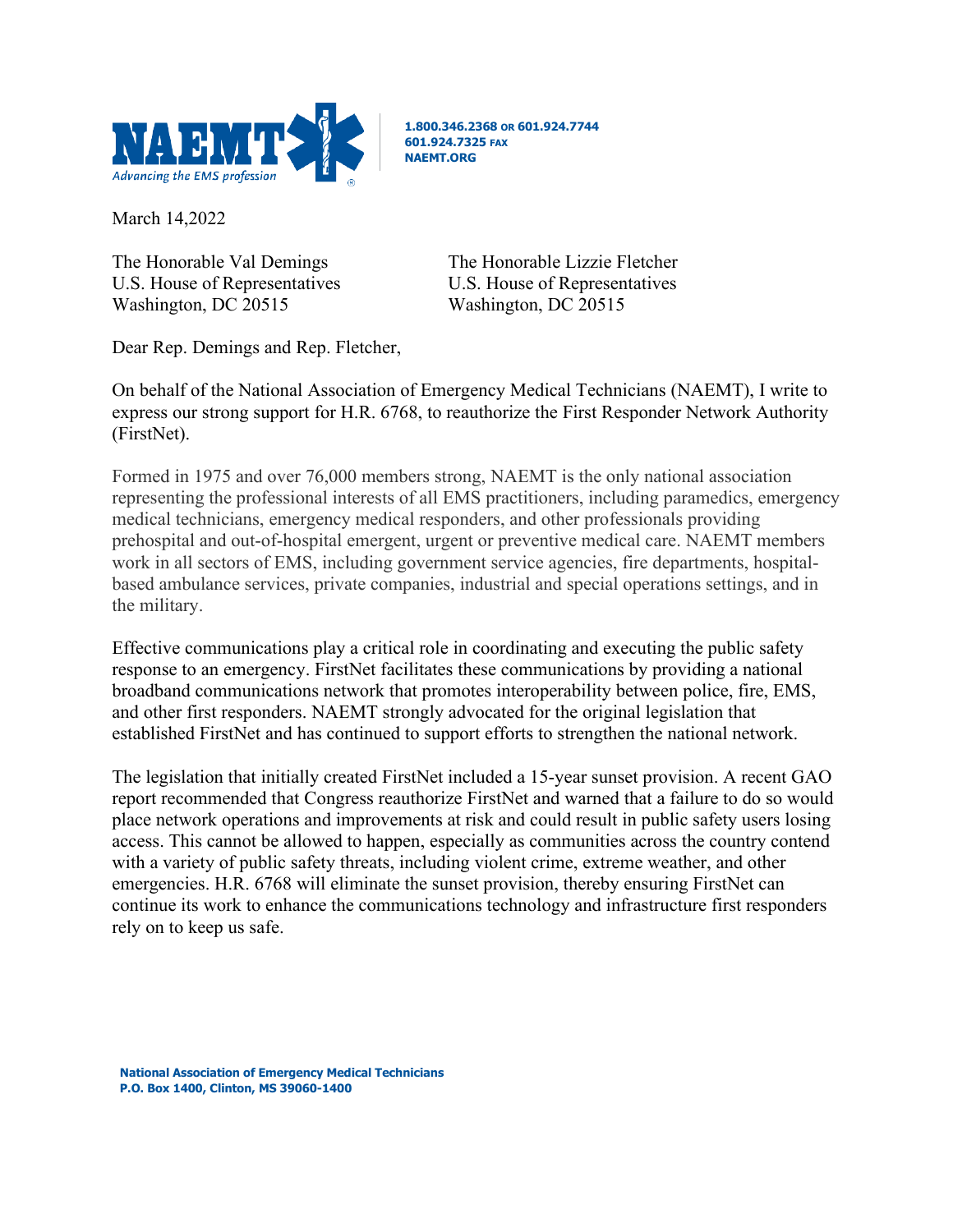**NAEMT** *Advancing the EMS profession*

**1.800.346.2368 OR 601.924.7744**
**601.924.7325 FAX**
**NAEMT.ORG**

March 14,2022

The Honorable Val Demings
U.S. House of Representatives
Washington, DC 20515

The Honorable Lizzie Fletcher
U.S. House of Representatives
Washington, DC 20515

Dear Rep. Demings and Rep. Fletcher,

On behalf of the National Association of Emergency Medical Technicians (NAEMT), I write to express our strong support for H.R. 6768, to reauthorize the First Responder Network Authority (FirstNet).

Formed in 1975 and over 76,000 members strong, NAEMT is the only national association representing the professional interests of all EMS practitioners, including paramedics, emergency medical technicians, emergency medical responders, and other professionals providing prehospital and out-of-hospital emergent, urgent or preventive medical care. NAEMT members work in all sectors of EMS, including government service agencies, fire departments, hospital-based ambulance services, private companies, industrial and special operations settings, and in the military.

Effective communications play a critical role in coordinating and executing the public safety response to an emergency. FirstNet facilitates these communications by providing a national broadband communications network that promotes interoperability between police, fire, EMS, and other first responders. NAEMT strongly advocated for the original legislation that established FirstNet and has continued to support efforts to strengthen the national network.

The legislation that initially created FirstNet included a 15-year sunset provision. A recent GAO report recommended that Congress reauthorize FirstNet and warned that a failure to do so would place network operations and improvements at risk and could result in public safety users losing access. This cannot be allowed to happen, especially as communities across the country contend with a variety of public safety threats, including violent crime, extreme weather, and other emergencies. H.R. 6768 will eliminate the sunset provision, thereby ensuring FirstNet can continue its work to enhance the communications technology and infrastructure first responders rely on to keep us safe.

**National Association of Emergency Medical Technicians**
**P.O. Box 1400, Clinton, MS 39060-1400**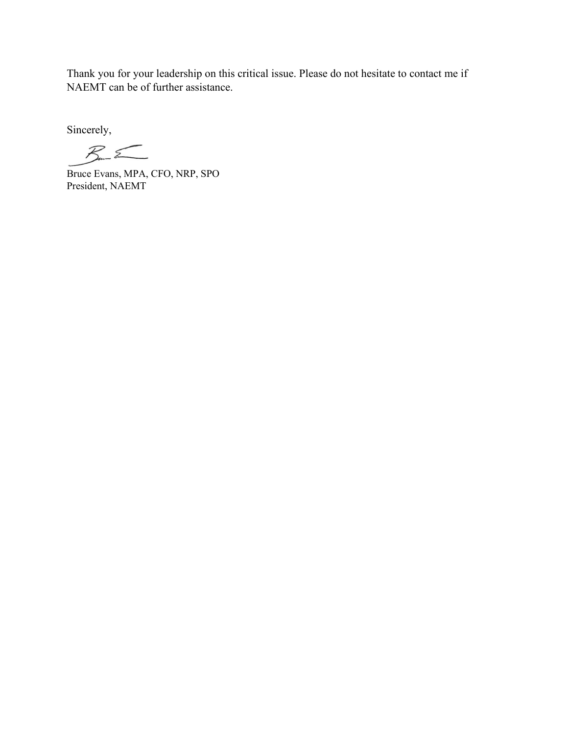Thank you for your leadership on this critical issue. Please do not hesitate to contact me if NAEMT can be of further assistance.

Sincerely,

Bruce Evans, MPA, CFO, NRP, SPO
President, NAEMT